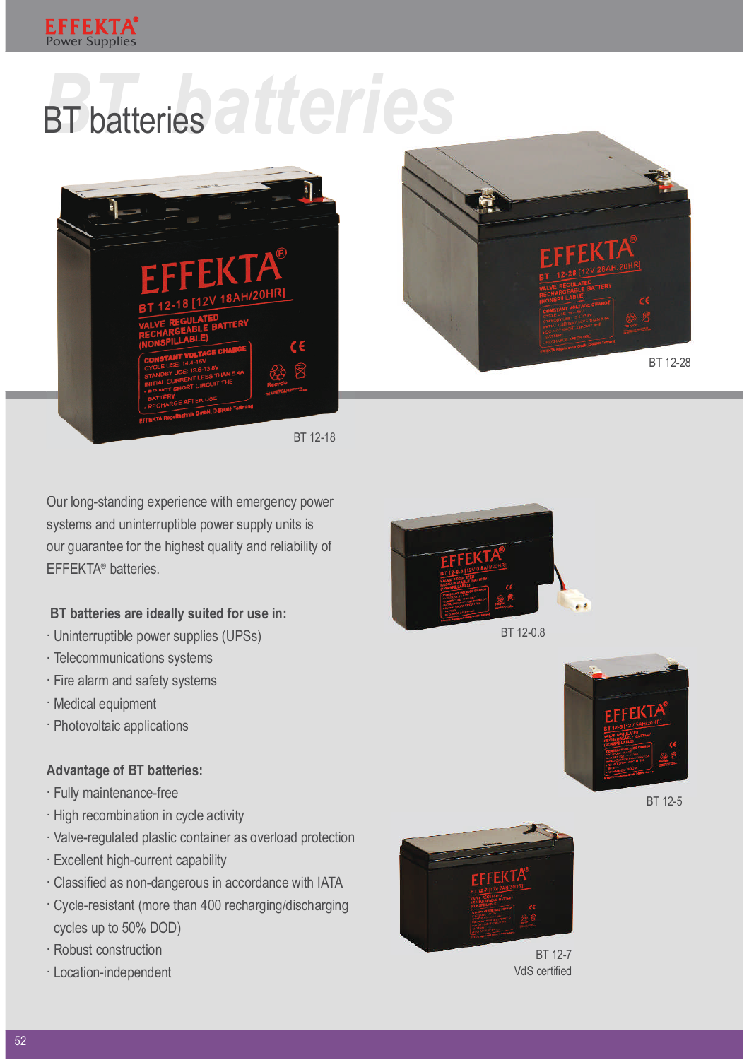# BT batteries

BT 12-18

BT 12-28

Our long-standing experience with emergency power systems and uninterruptible power supply units is our guarantee for the highest quality and reliability of EFFEKTA® batteries.

**BT batteries are ideally suited for use in:**

- Uninterruptible power supplies (UPSs)
- Telecommunications systems
- Fire alarm and safety systems
- Medical equipment
- Photovoltaic applications

**Advantage of BT batteries:**

- Fully maintenance-free
- High recombination in cycle activity
- Valve-regulated plastic container as overload protection
- Excellent high-current capability
- Classified as non-dangerous in accordance with IATA
- Cycle-resistant (more than 400 recharging/discharging cycles up to 50% DOD)
- Robust construction
- Location-independent

BT 12-0.8

BT 12-5

BT 12-7
VdS certified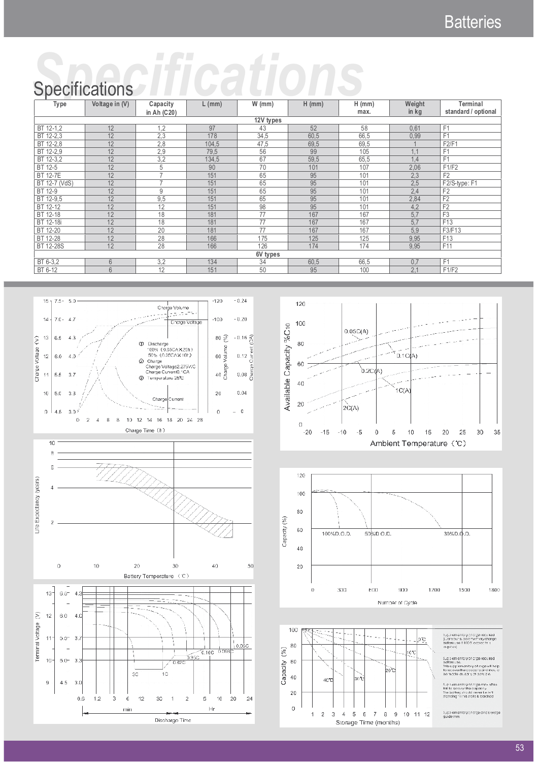# Specifications

| Type | Voltage in (V) | Capacity in Ah (C20) | L (mm) | W (mm) | H (mm) | H (mm) max. | Weight in kg | Terminal standard / optional |
|---|---|---|---|---|---|---|---|---|
| | | | | 12V types | | | | |
| BT 12-1,2 | 12 | 1,2 | 97 | 43 | 52 | 58 | 0,61 | F1 |
| BT 12-2,3 | 12 | 2,3 | 178 | 34,5 | 60,5 | 66,5 | 0,99 | F1 |
| BT 12-2,8 | 12 | 2,8 | 104,5 | 47,5 | 69,5 | 69,5 | 1 | F2/F1 |
| BT 12-2,9 | 12 | 2,9 | 79,5 | 56 | 99 | 105 | 1,1 | F1 |
| BT 12-3,2 | 12 | 3,2 | 134,5 | 67 | 59,5 | 65,5 | 1,4 | F1 |
| BT 12-5 | 12 | 5 | 90 | 70 | 101 | 107 | 2,06 | F1/F2 |
| BT 12-7E | 12 | 7 | 151 | 65 | 95 | 101 | 2,3 | F2 |
| BT 12-7 (VdS) | 12 | 7 | 151 | 65 | 95 | 101 | 2,5 | F2/S-type: F1 |
| BT 12-9 | 12 | 9 | 151 | 65 | 95 | 101 | 2,4 | F2 |
| BT 12-9,5 | 12 | 9,5 | 151 | 65 | 95 | 101 | 2,84 | F2 |
| BT 12-12 | 12 | 12 | 151 | 98 | 95 | 101 | 4,2 | F2 |
| BT 12-18 | 12 | 18 | 181 | 77 | 167 | 167 | 5,7 | F3 |
| BT 12-18i | 12 | 18 | 181 | 77 | 167 | 167 | 5,7 | F13 |
| BT 12-20 | 12 | 20 | 181 | 77 | 167 | 167 | 5,9 | F3/F13 |
| BT 12-28 | 12 | 28 | 166 | 175 | 125 | 125 | 9,95 | F13 |
| BT 12-28S | 12 | 28 | 166 | 126 | 174 | 174 | 9,95 | F11 |
| | | | | 6V types | | | | |
| BT 6-3,2 | 6 | 3,2 | 134 | 34 | 60,5 | 66,5 | 0,7 | F1 |
| BT 6-12 | 6 | 12 | 151 | 50 | 95 | 100 | 2,1 | F1/F2 |

Charge Volume
Charge Voltage
① Discharge 100% (0.05CA X 20h) 50% (0.05CA X 10h)
② Charge Charge Voltage 2.275V/C Charge Current 0.1CA
③ Temperature 25°C
Charge Current
Charge Voltage (V)
Charge Volume (%)
Charge Current (CA)
Charge Time (h)

Available Capacity %C10
0.05C(A)
0.1C(A)
0.2C(A)
1C(A)
2C(A)
Ambient Temperature (°C)

Life Expectancy (years)
Battery Temperature (°C)

Capacity (%)
100%D.O.D.
50%D.O.D.
30%D.O.D.
Number of Cycle

Terminal voltage (V)
3C
1C
0.6C
0.35C
0.16C
0.093C
0.05C
min
Hr
Discharge Time

Capacity (%)
0°C
10°C
20°C
30°C
40°C
Storage Time (months)